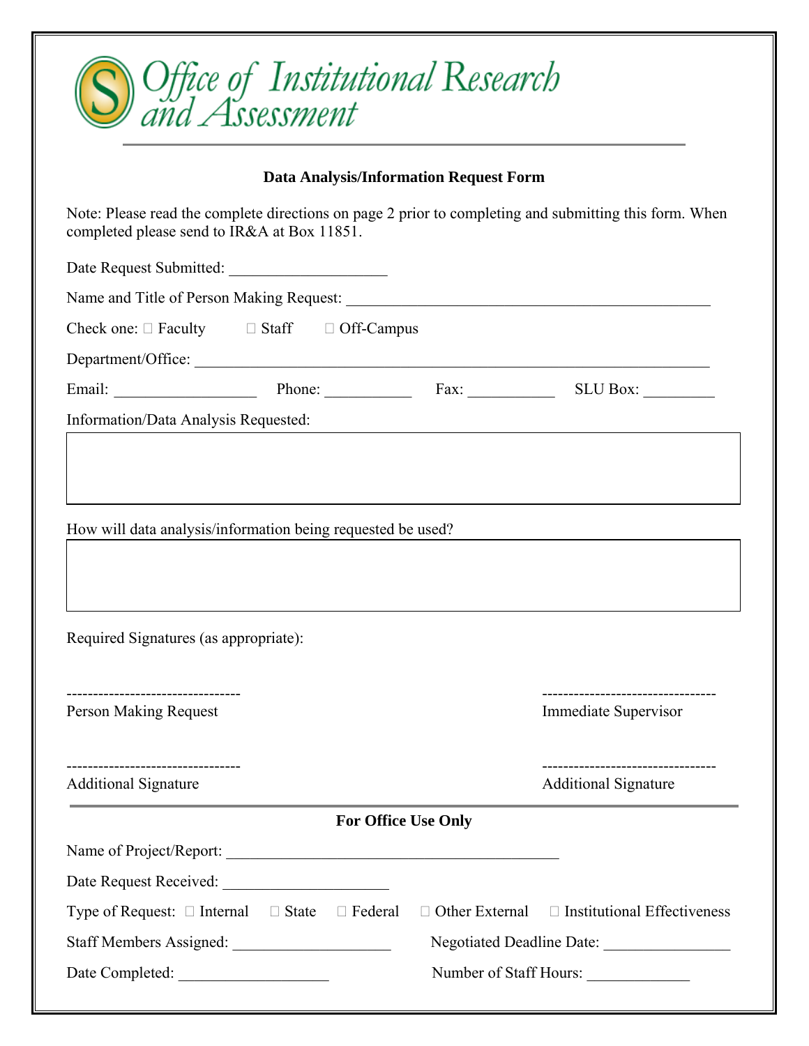# Office of Institutional Research and Assessment

## Data Analysis/Information Request Form

Note: Please read the complete directions on page 2 prior to completing and submitting this form. When completed please send to IR&A at Box 11851.

Date Request Submitted: ____________________

Name and Title of Person Making Request: ______________________________________________

Check one: ☐ Faculty ☐ Staff ☐ Off-Campus

Department/Office: ____________________________________________________________________

Email: __________________ Phone: ___________ Fax: ___________ SLU Box: _________

Information/Data Analysis Requested:

| |
|---|
| |

How will data analysis/information being requested be used?

| |
|---|
| |

Required Signatures (as appropriate):

--------------------------------- Person Making Request

--------------------------------- Immediate Supervisor

--------------------------------- Additional Signature

--------------------------------- Additional Signature

### For Office Use Only

Name of Project/Report: ____________________________________________

Date Request Received: _____________________

Type of Request: ☐ Internal ☐ State ☐ Federal ☐ Other External ☐ Institutional Effectiveness

Staff Members Assigned: ____________________ Negotiated Deadline Date: ________________

Date Completed: ___________________ Number of Staff Hours: _____________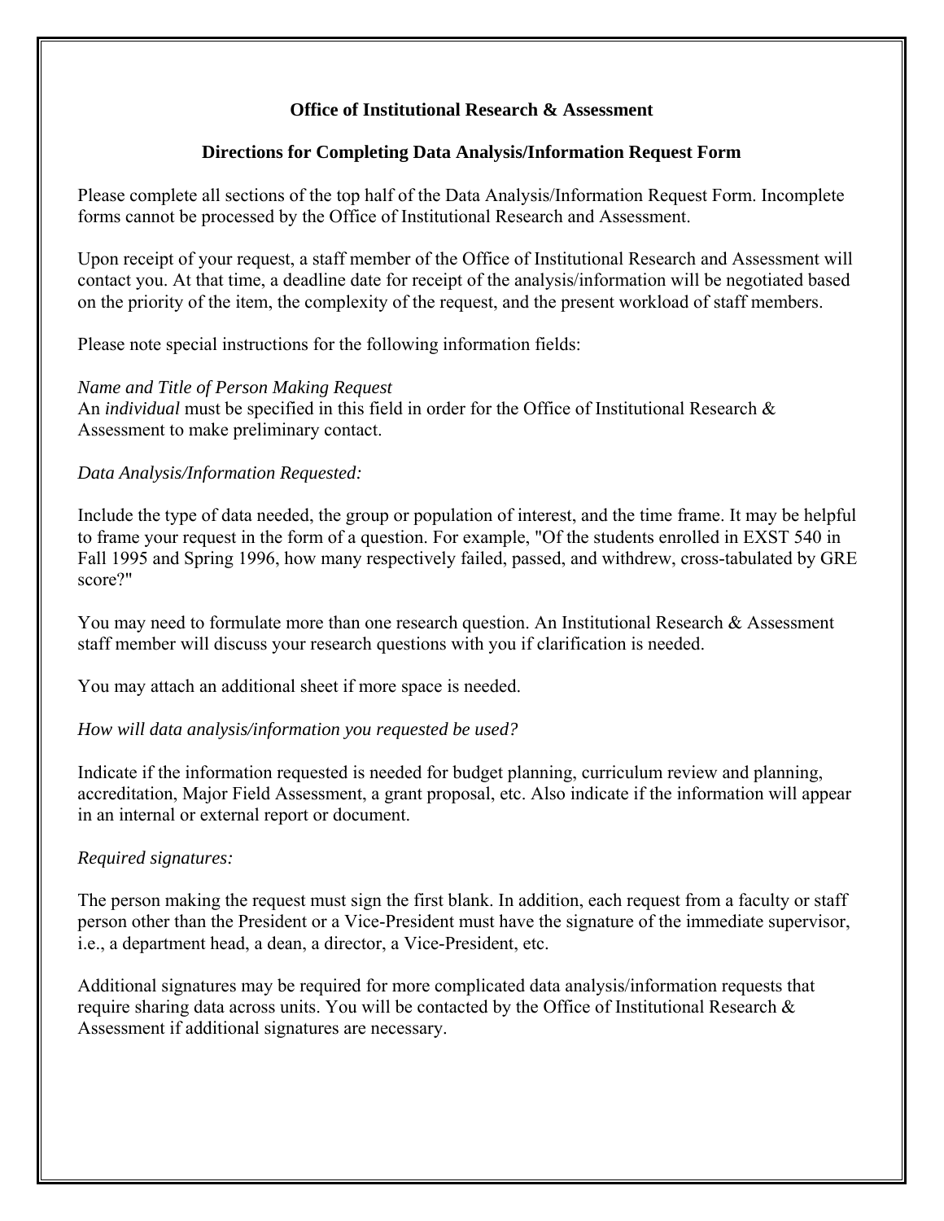**Office of Institutional Research & Assessment**

**Directions for Completing Data Analysis/Information Request Form**

Please complete all sections of the top half of the Data Analysis/Information Request Form. Incomplete forms cannot be processed by the Office of Institutional Research and Assessment.

Upon receipt of your request, a staff member of the Office of Institutional Research and Assessment will contact you. At that time, a deadline date for receipt of the analysis/information will be negotiated based on the priority of the item, the complexity of the request, and the present workload of staff members.

Please note special instructions for the following information fields:

*Name and Title of Person Making Request*
An *individual* must be specified in this field in order for the Office of Institutional Research & Assessment to make preliminary contact.

*Data Analysis/Information Requested:*

Include the type of data needed, the group or population of interest, and the time frame. It may be helpful to frame your request in the form of a question. For example, "Of the students enrolled in EXST 540 in Fall 1995 and Spring 1996, how many respectively failed, passed, and withdrew, cross-tabulated by GRE score?"

You may need to formulate more than one research question. An Institutional Research & Assessment staff member will discuss your research questions with you if clarification is needed.

You may attach an additional sheet if more space is needed.

*How will data analysis/information you requested be used?*

Indicate if the information requested is needed for budget planning, curriculum review and planning, accreditation, Major Field Assessment, a grant proposal, etc. Also indicate if the information will appear in an internal or external report or document.

*Required signatures:*

The person making the request must sign the first blank. In addition, each request from a faculty or staff person other than the President or a Vice-President must have the signature of the immediate supervisor, i.e., a department head, a dean, a director, a Vice-President, etc.

Additional signatures may be required for more complicated data analysis/information requests that require sharing data across units. You will be contacted by the Office of Institutional Research & Assessment if additional signatures are necessary.